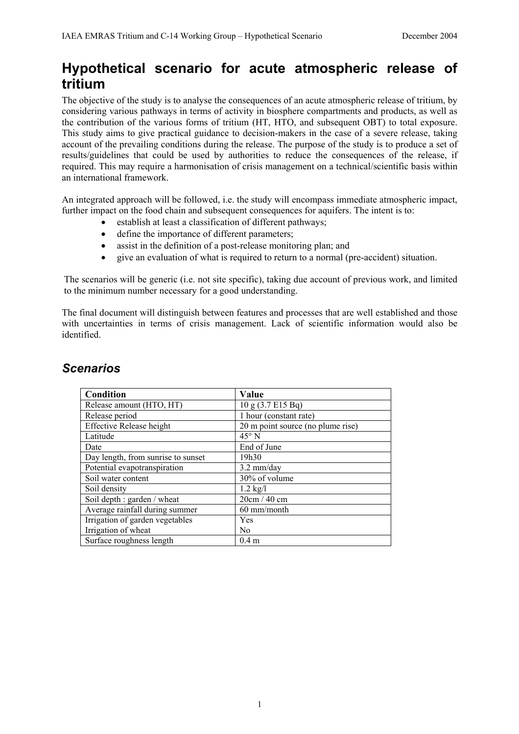# Hypothetical scenario for acute atmospheric release of tritium

The objective of the study is to analyse the consequences of an acute atmospheric release of tritium, by considering various pathways in terms of activity in biosphere compartments and products, as well as the contribution of the various forms of tritium (HT, HTO, and subsequent OBT) to total exposure. This study aims to give practical guidance to decision-makers in the case of a severe release, taking account of the prevailing conditions during the release. The purpose of the study is to produce a set of results/guidelines that could be used by authorities to reduce the consequences of the release, if required. This may require a harmonisation of crisis management on a technical/scientific basis within an international framework.

An integrated approach will be followed, i.e. the study will encompass immediate atmospheric impact, further impact on the food chain and subsequent consequences for aquifers. The intent is to:

- establish at least a classification of different pathways;
- define the importance of different parameters;
- assist in the definition of a post-release monitoring plan; and
- give an evaluation of what is required to return to a normal (pre-accident) situation.

The scenarios will be generic (i.e. not site specific), taking due account of previous work, and limited to the minimum number necessary for a good understanding.

The final document will distinguish between features and processes that are well established and those with uncertainties in terms of crisis management. Lack of scientific information would also be identified.

## *Scenarios*

| Condition | Value |
|---|---|
| Release amount (HTO, HT) | 10 g (3.7 E15 Bq) |
| Release period | 1 hour (constant rate) |
| Effective Release height | 20 m point source (no plume rise) |
| Latitude | 45° N |
| Date | End of June |
| Day length, from sunrise to sunset | 19h30 |
| Potential evapotranspiration | 3.2 mm/day |
| Soil water content | 30% of volume |
| Soil density | 1.2 kg/l |
| Soil depth : garden / wheat | 20cm / 40 cm |
| Average rainfall during summer | 60 mm/month |
| Irrigation of garden vegetables<br>Irrigation of wheat | Yes<br>No |
| Surface roughness length | 0.4 m |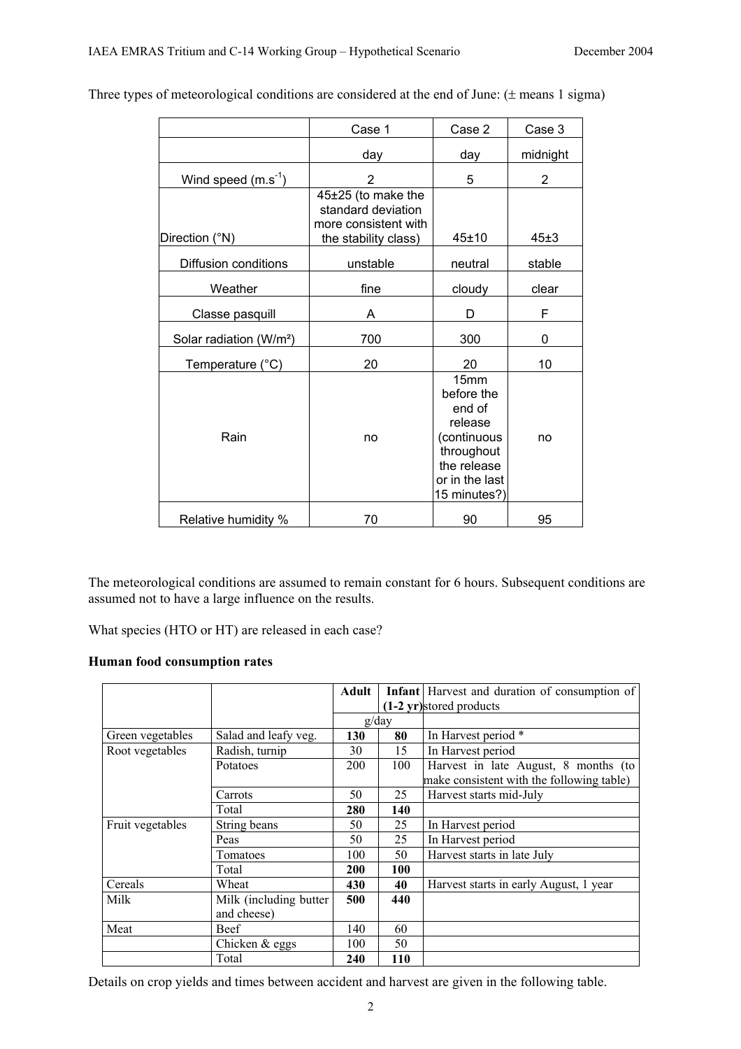Three types of meteorological conditions are considered at the end of June: (± means 1 sigma)

| | Case 1 | Case 2 | Case 3 |
|---|---|---|---|
| | day | day | midnight |
| Wind speed (m.s$^{-1}$) | 2 | 5 | 2 |
| Direction (°N) | 45±25 (to make the standard deviation more consistent with the stability class) | 45±10 | 45±3 |
| Diffusion conditions | unstable | neutral | stable |
| Weather | fine | cloudy | clear |
| Classe pasquill | A | D | F |
| Solar radiation (W/m²) | 700 | 300 | 0 |
| Temperature (°C) | 20 | 20 | 10 |
| Rain | no | 15mm before the end of release (continuous throughout the release or in the last 15 minutes?) | no |
| Relative humidity % | 70 | 90 | 95 |

The meteorological conditions are assumed to remain constant for 6 hours. Subsequent conditions are assumed not to have a large influence on the results.

What species (HTO or HT) are released in each case?

**Human food consumption rates**

| | | **Adult** | **Infant (1-2 yr)** | Harvest and duration of consumption of stored products |
|---|---|---|---|---|
| | | g/day | | |
| Green vegetables | Salad and leafy veg. | **130** | **80** | In Harvest period * |
| Root vegetables | Radish, turnip | 30 | 15 | In Harvest period |
| | Potatoes | 200 | 100 | Harvest in late August, 8 months (to make consistent with the following table) |
| | Carrots | 50 | 25 | Harvest starts mid-July |
| | Total | **280** | **140** | |
| Fruit vegetables | String beans | 50 | 25 | In Harvest period |
| | Peas | 50 | 25 | In Harvest period |
| | Tomatoes | 100 | 50 | Harvest starts in late July |
| | Total | **200** | **100** | |
| Cereals | Wheat | **430** | **40** | Harvest starts in early August, 1 year |
| Milk | Milk (including butter and cheese) | **500** | **440** | |
| Meat | Beef | 140 | 60 | |
| | Chicken & eggs | 100 | 50 | |
| | Total | **240** | **110** | |

Details on crop yields and times between accident and harvest are given in the following table.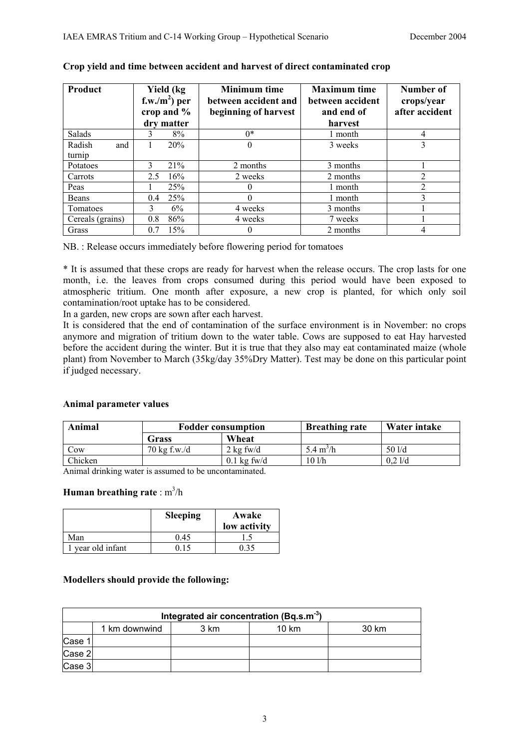**Crop yield and time between accident and harvest of direct contaminated crop**

| Product | Yield (kg f.w./m$^2$) per crop and % dry matter | | Minimum time between accident and beginning of harvest | Maximum time between accident and end of harvest | Number of crops/year after accident |
|---|---|---|---|---|---|
| Salads | 3 | 8% | 0* | 1 month | 4 |
| Radish and turnip | 1 | 20% | 0 | 3 weeks | 3 |
| Potatoes | 3 | 21% | 2 months | 3 months | 1 |
| Carrots | 2.5 | 16% | 2 weeks | 2 months | 2 |
| Peas | 1 | 25% | 0 | 1 month | 2 |
| Beans | 0.4 | 25% | 0 | 1 month | 3 |
| Tomatoes | 3 | 6% | 4 weeks | 3 months | 1 |
| Cereals (grains) | 0.8 | 86% | 4 weeks | 7 weeks | 1 |
| Grass | 0.7 | 15% | 0 | 2 months | 4 |

NB. : Release occurs immediately before flowering period for tomatoes

* It is assumed that these crops are ready for harvest when the release occurs. The crop lasts for one month, i.e. the leaves from crops consumed during this period would have been exposed to atmospheric tritium. One month after exposure, a new crop is planted, for which only soil contamination/root uptake has to be considered.

In a garden, new crops are sown after each harvest.

It is considered that the end of contamination of the surface environment is in November: no crops anymore and migration of tritium down to the water table. Cows are supposed to eat Hay harvested before the accident during the winter. But it is true that they also may eat contaminated maize (whole plant) from November to March (35kg/day 35%Dry Matter). Test may be done on this particular point if judged necessary.

**Animal parameter values**

| Animal | Fodder consumption | | Breathing rate | Water intake |
|---|---|---|---|---|
| | Grass | Wheat | | |
| Cow | 70 kg f.w./d | 2 kg fw/d | 5.4 m$^3$/h | 50 l/d |
| Chicken | | 0.1 kg fw/d | 10 l/h | 0,2 l/d |

Animal drinking water is assumed to be uncontaminated.

**Human breathing rate** : m$^3$/h

| | Sleeping | Awake low activity |
|---|---|---|
| Man | 0.45 | 1.5 |
| 1 year old infant | 0.15 | 0.35 |

**Modellers should provide the following:**

| Integrated air concentration (Bq.s.m$^{-3}$) | | | | |
|---|---|---|---|---|
| | 1 km downwind | 3 km | 10 km | 30 km |
| Case 1 | | | | |
| Case 2 | | | | |
| Case 3 | | | | |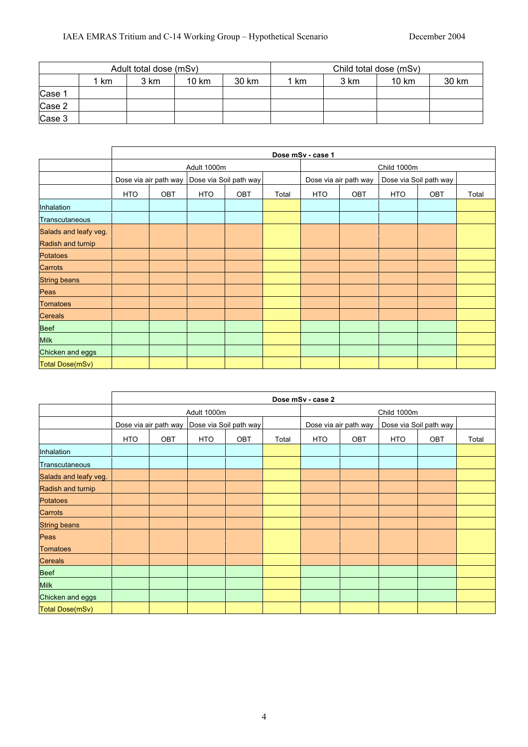| | Adult total dose (mSv) | | | | Child total dose (mSv) | | | |
|---|---|---|---|---|---|---|---|---|
| | 1 km | 3 km | 10 km | 30 km | 1 km | 3 km | 10 km | 30 km |
| Case 1 | | | | | | | | |
| Case 2 | | | | | | | | |
| Case 3 | | | | | | | | |

| | **Dose mSv - case 1** | | | | | | | | | |
|---|---|---|---|---|---|---|---|---|---|---|
| | Adult 1000m | | | | | Child 1000m | | | | |
| | Dose via air path way | | Dose via Soil path way | | | Dose via air path way | | Dose via Soil path way | | |
| | HTO | OBT | HTO | OBT | Total | HTO | OBT | HTO | OBT | Total |
| Inhalation | | | | | | | | | | |
| Transcutaneous | | | | | | | | | | |
| Salads and leafy veg. | | | | | | | | | | |
| Radish and turnip | | | | | | | | | | |
| Potatoes | | | | | | | | | | |
| Carrots | | | | | | | | | | |
| String beans | | | | | | | | | | |
| Peas | | | | | | | | | | |
| Tomatoes | | | | | | | | | | |
| Cereals | | | | | | | | | | |
| Beef | | | | | | | | | | |
| Milk | | | | | | | | | | |
| Chicken and eggs | | | | | | | | | | |
| Total Dose(mSv) | | | | | | | | | | |

| | **Dose mSv - case 2** | | | | | | | | | |
|---|---|---|---|---|---|---|---|---|---|---|
| | Adult 1000m | | | | | Child 1000m | | | | |
| | Dose via air path way | | Dose via Soil path way | | | Dose via air path way | | Dose via Soil path way | | |
| | HTO | OBT | HTO | OBT | Total | HTO | OBT | HTO | OBT | Total |
| Inhalation | | | | | | | | | | |
| Transcutaneous | | | | | | | | | | |
| Salads and leafy veg. | | | | | | | | | | |
| Radish and turnip | | | | | | | | | | |
| Potatoes | | | | | | | | | | |
| Carrots | | | | | | | | | | |
| String beans | | | | | | | | | | |
| Peas | | | | | | | | | | |
| Tomatoes | | | | | | | | | | |
| Cereals | | | | | | | | | | |
| Beef | | | | | | | | | | |
| Milk | | | | | | | | | | |
| Chicken and eggs | | | | | | | | | | |
| Total Dose(mSv) | | | | | | | | | | |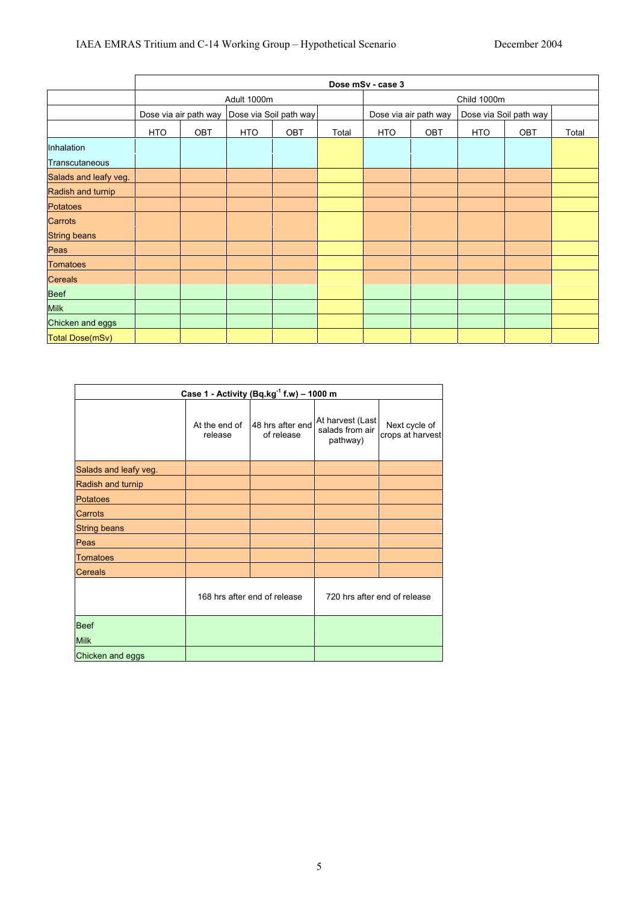| | Dose mSv - case 3 | | | | | | | | | |
|---|---|---|---|---|---|---|---|---|---|---|
| | Adult 1000m | | | | | Child 1000m | | | | |
| | Dose via air path way | | Dose via Soil path way | | | Dose via air path way | | Dose via Soil path way | | |
| | HTO | OBT | HTO | OBT | Total | HTO | OBT | HTO | OBT | Total |
| Inhalation | | | | | | | | | | |
| Transcutaneous | | | | | | | | | | |
| Salads and leafy veg. | | | | | | | | | | |
| Radish and turnip | | | | | | | | | | |
| Potatoes | | | | | | | | | | |
| Carrots | | | | | | | | | | |
| String beans | | | | | | | | | | |
| Peas | | | | | | | | | | |
| Tomatoes | | | | | | | | | | |
| Cereals | | | | | | | | | | |
| Beef | | | | | | | | | | |
| Milk | | | | | | | | | | |
| Chicken and eggs | | | | | | | | | | |
| Total Dose(mSv) | | | | | | | | | | |

| Case 1 - Activity (Bq.kg$^{-1}$ f.w) – 1000 m | | | | |
|---|---|---|---|---|
| | At the end of release | 48 hrs after end of release | At harvest (Last salads from air pathway) | Next cycle of crops at harvest |
| Salads and leafy veg. | | | | |
| Radish and turnip | | | | |
| Potatoes | | | | |
| Carrots | | | | |
| String beans | | | | |
| Peas | | | | |
| Tomatoes | | | | |
| Cereals | | | | |
| | 168 hrs after end of release | | 720 hrs after end of release | |
| Beef | | | | |
| Milk | | | | |
| Chicken and eggs | | | | |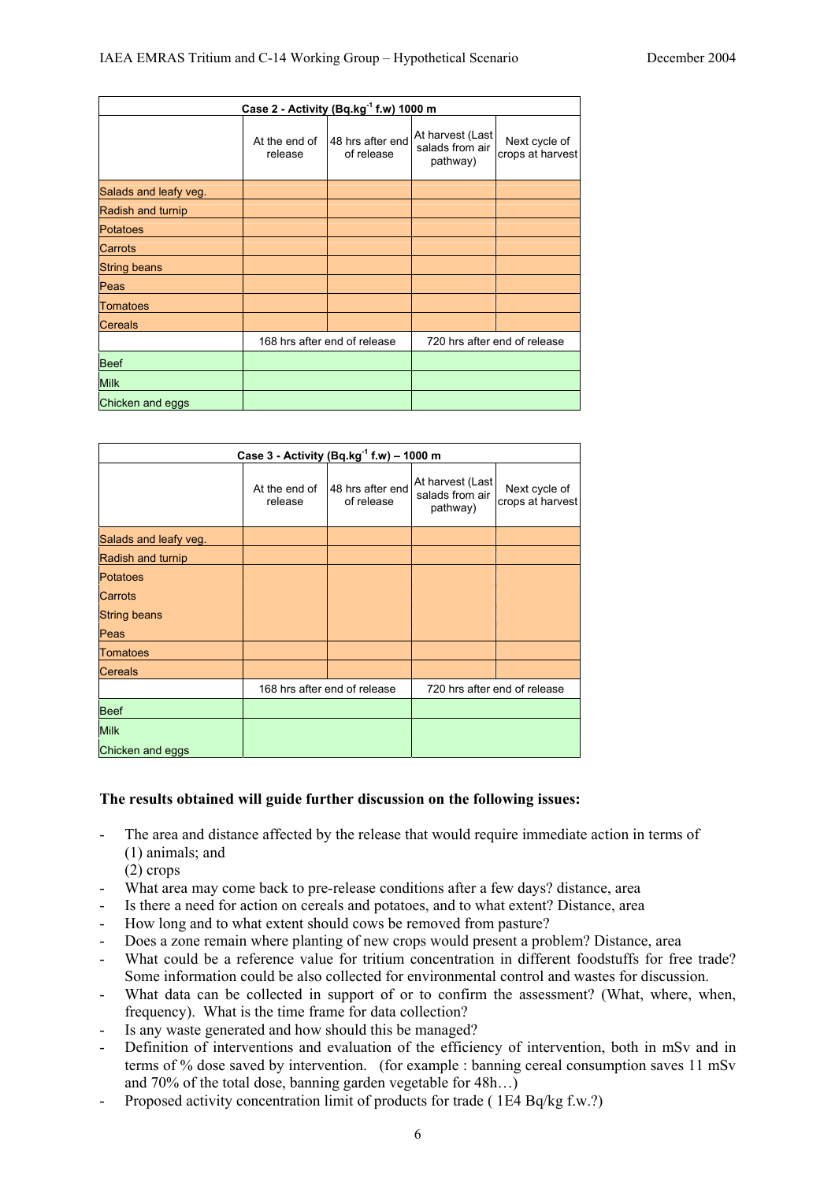| Case 2 - Activity (Bq.kg$^{-1}$ f.w) 1000 m | | | | |
|---|---|---|---|---|
| | At the end of release | 48 hrs after end of release | At harvest (Last salads from air pathway) | Next cycle of crops at harvest |
| Salads and leafy veg. | | | | |
| Radish and turnip | | | | |
| Potatoes | | | | |
| Carrots | | | | |
| String beans | | | | |
| Peas | | | | |
| Tomatoes | | | | |
| Cereals | | | | |
| | 168 hrs after end of release | | 720 hrs after end of release | |
| Beef | | | | |
| Milk | | | | |
| Chicken and eggs | | | | |

| Case 3 - Activity (Bq.kg$^{-1}$ f.w) – 1000 m | | | | |
|---|---|---|---|---|
| | At the end of release | 48 hrs after end of release | At harvest (Last salads from air pathway) | Next cycle of crops at harvest |
| Salads and leafy veg. | | | | |
| Radish and turnip | | | | |
| Potatoes<br>Carrots<br>String beans<br>Peas | | | | |
| Tomatoes | | | | |
| Cereals | | | | |
| | 168 hrs after end of release | | 720 hrs after end of release | |
| Beef | | | | |
| Milk<br>Chicken and eggs | | | | |

**The results obtained will guide further discussion on the following issues:**

- The area and distance affected by the release that would require immediate action in terms of
  (1) animals; and
  (2) crops
- What area may come back to pre-release conditions after a few days? distance, area
- Is there a need for action on cereals and potatoes, and to what extent? Distance, area
- How long and to what extent should cows be removed from pasture?
- Does a zone remain where planting of new crops would present a problem? Distance, area
- What could be a reference value for tritium concentration in different foodstuffs for free trade? Some information could be also collected for environmental control and wastes for discussion.
- What data can be collected in support of or to confirm the assessment? (What, where, when, frequency). What is the time frame for data collection?
- Is any waste generated and how should this be managed?
- Definition of interventions and evaluation of the efficiency of intervention, both in mSv and in terms of % dose saved by intervention. (for example : banning cereal consumption saves 11 mSv and 70% of the total dose, banning garden vegetable for 48h…)
- Proposed activity concentration limit of products for trade ( 1E4 Bq/kg f.w.?)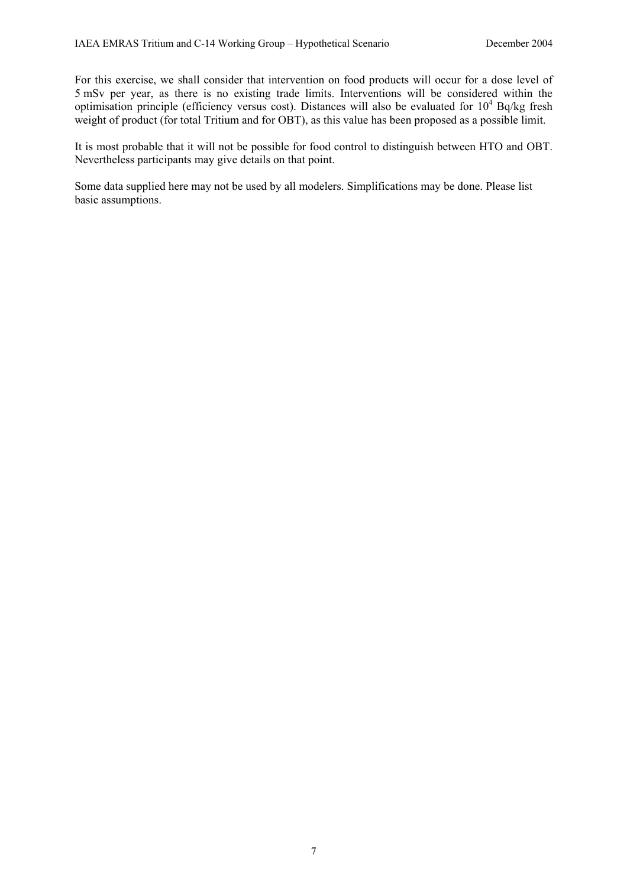For this exercise, we shall consider that intervention on food products will occur for a dose level of 5 mSv per year, as there is no existing trade limits. Interventions will be considered within the optimisation principle (efficiency versus cost). Distances will also be evaluated for $10^4$ Bq/kg fresh weight of product (for total Tritium and for OBT), as this value has been proposed as a possible limit.

It is most probable that it will not be possible for food control to distinguish between HTO and OBT. Nevertheless participants may give details on that point.

Some data supplied here may not be used by all modelers. Simplifications may be done. Please list basic assumptions.